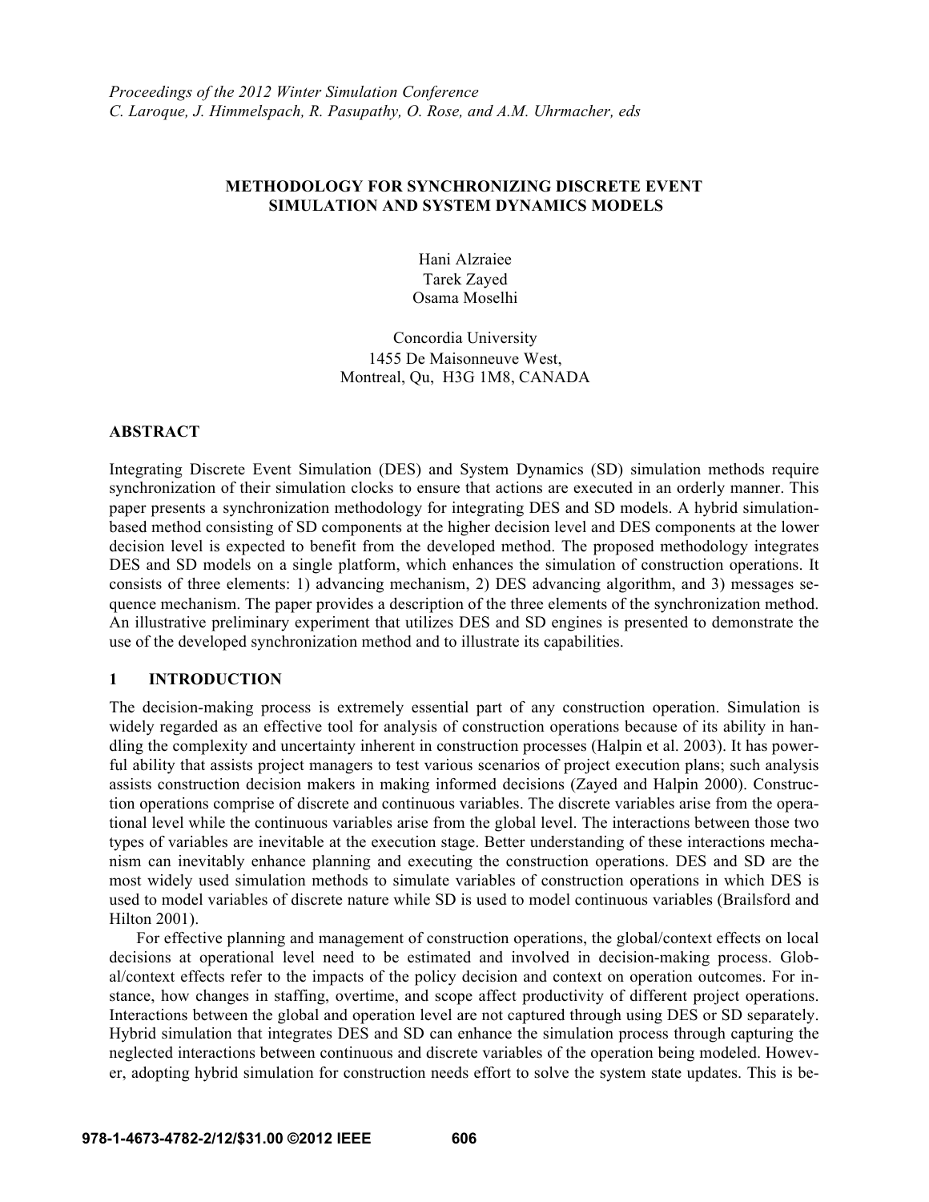*Proceedings of the 2012 Winter Simulation Conference*
*C. Laroque, J. Himmelspach, R. Pasupathy, O. Rose, and A.M. Uhrmacher, eds*

# METHODOLOGY FOR SYNCHRONIZING DISCRETE EVENT SIMULATION AND SYSTEM DYNAMICS MODELS

Hani Alzraiee
Tarek Zayed
Osama Moselhi

Concordia University
1455 De Maisonneuve West,
Montreal, Qu, H3G 1M8, CANADA

## ABSTRACT

Integrating Discrete Event Simulation (DES) and System Dynamics (SD) simulation methods require synchronization of their simulation clocks to ensure that actions are executed in an orderly manner. This paper presents a synchronization methodology for integrating DES and SD models. A hybrid simulation-based method consisting of SD components at the higher decision level and DES components at the lower decision level is expected to benefit from the developed method. The proposed methodology integrates DES and SD models on a single platform, which enhances the simulation of construction operations. It consists of three elements: 1) advancing mechanism, 2) DES advancing algorithm, and 3) messages sequence mechanism. The paper provides a description of the three elements of the synchronization method. An illustrative preliminary experiment that utilizes DES and SD engines is presented to demonstrate the use of the developed synchronization method and to illustrate its capabilities.

## 1 INTRODUCTION

The decision-making process is extremely essential part of any construction operation. Simulation is widely regarded as an effective tool for analysis of construction operations because of its ability in handling the complexity and uncertainty inherent in construction processes (Halpin et al. 2003). It has powerful ability that assists project managers to test various scenarios of project execution plans; such analysis assists construction decision makers in making informed decisions (Zayed and Halpin 2000). Construction operations comprise of discrete and continuous variables. The discrete variables arise from the operational level while the continuous variables arise from the global level. The interactions between those two types of variables are inevitable at the execution stage. Better understanding of these interactions mechanism can inevitably enhance planning and executing the construction operations. DES and SD are the most widely used simulation methods to simulate variables of construction operations in which DES is used to model variables of discrete nature while SD is used to model continuous variables (Brailsford and Hilton 2001).

For effective planning and management of construction operations, the global/context effects on local decisions at operational level need to be estimated and involved in decision-making process. Global/context effects refer to the impacts of the policy decision and context on operation outcomes. For instance, how changes in staffing, overtime, and scope affect productivity of different project operations. Interactions between the global and operation level are not captured through using DES or SD separately. Hybrid simulation that integrates DES and SD can enhance the simulation process through capturing the neglected interactions between continuous and discrete variables of the operation being modeled. However, adopting hybrid simulation for construction needs effort to solve the system state updates. This is be-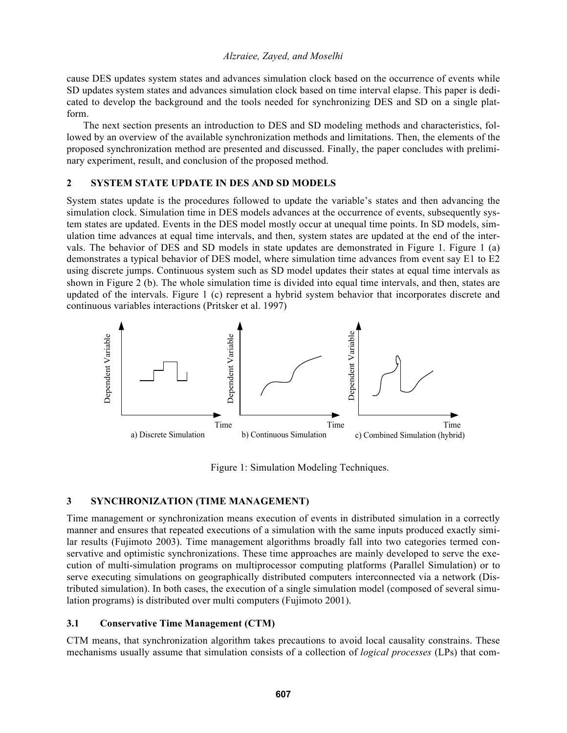cause DES updates system states and advances simulation clock based on the occurrence of events while SD updates system states and advances simulation clock based on time interval elapse. This paper is dedicated to develop the background and the tools needed for synchronizing DES and SD on a single platform.

The next section presents an introduction to DES and SD modeling methods and characteristics, followed by an overview of the available synchronization methods and limitations. Then, the elements of the proposed synchronization method are presented and discussed. Finally, the paper concludes with preliminary experiment, result, and conclusion of the proposed method.

## 2 SYSTEM STATE UPDATE IN DES AND SD MODELS

System states update is the procedures followed to update the variable's states and then advancing the simulation clock. Simulation time in DES models advances at the occurrence of events, subsequently system states are updated. Events in the DES model mostly occur at unequal time points. In SD models, simulation time advances at equal time intervals, and then, system states are updated at the end of the intervals. The behavior of DES and SD models in state updates are demonstrated in Figure 1. Figure 1 (a) demonstrates a typical behavior of DES model, where simulation time advances from event say E1 to E2 using discrete jumps. Continuous system such as SD model updates their states at equal time intervals as shown in Figure 2 (b). The whole simulation time is divided into equal time intervals, and then, states are updated of the intervals. Figure 1 (c) represent a hybrid system behavior that incorporates discrete and continuous variables interactions (Pritsker et al. 1997)

Dependent Variable | Time | a) Discrete Simulation

Dependent Variable | Time | b) Continuous Simulation

Dependent Variable | Time | c) Combined Simulation (hybrid)

Figure 1: Simulation Modeling Techniques.

## 3 SYNCHRONIZATION (TIME MANAGEMENT)

Time management or synchronization means execution of events in distributed simulation in a correctly manner and ensures that repeated executions of a simulation with the same inputs produced exactly similar results (Fujimoto 2003). Time management algorithms broadly fall into two categories termed conservative and optimistic synchronizations. These time approaches are mainly developed to serve the execution of multi-simulation programs on multiprocessor computing platforms (Parallel Simulation) or to serve executing simulations on geographically distributed computers interconnected via a network (Distributed simulation). In both cases, the execution of a single simulation model (composed of several simulation programs) is distributed over multi computers (Fujimoto 2001).

### 3.1 Conservative Time Management (CTM)

CTM means, that synchronization algorithm takes precautions to avoid local causality constrains. These mechanisms usually assume that simulation consists of a collection of *logical processes* (LPs) that com-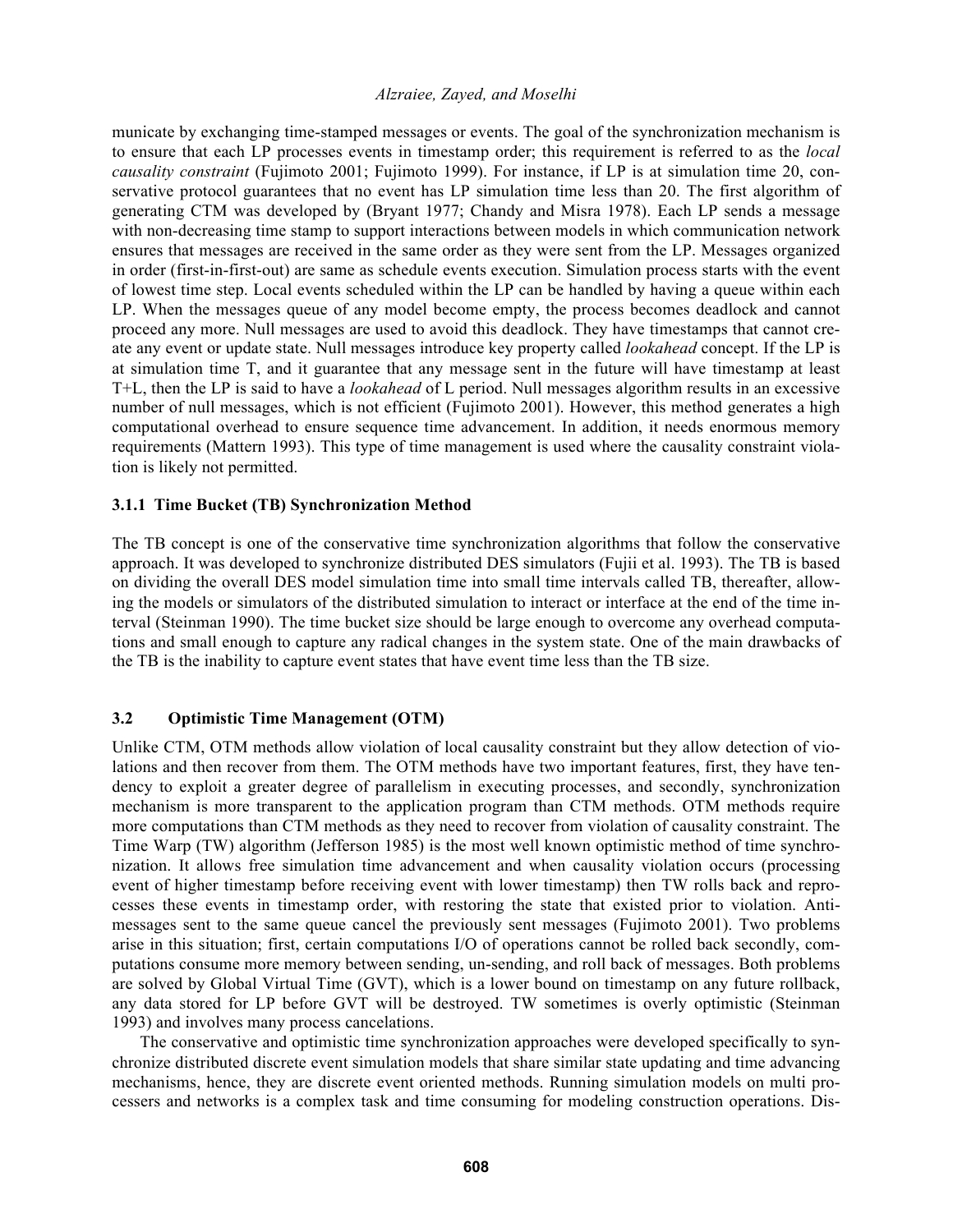municate by exchanging time-stamped messages or events. The goal of the synchronization mechanism is to ensure that each LP processes events in timestamp order; this requirement is referred to as the *local causality constraint* (Fujimoto 2001; Fujimoto 1999). For instance, if LP is at simulation time 20, conservative protocol guarantees that no event has LP simulation time less than 20. The first algorithm of generating CTM was developed by (Bryant 1977; Chandy and Misra 1978). Each LP sends a message with non-decreasing time stamp to support interactions between models in which communication network ensures that messages are received in the same order as they were sent from the LP. Messages organized in order (first-in-first-out) are same as schedule events execution. Simulation process starts with the event of lowest time step. Local events scheduled within the LP can be handled by having a queue within each LP. When the messages queue of any model become empty, the process becomes deadlock and cannot proceed any more. Null messages are used to avoid this deadlock. They have timestamps that cannot create any event or update state. Null messages introduce key property called *lookahead* concept. If the LP is at simulation time T, and it guarantee that any message sent in the future will have timestamp at least T+L, then the LP is said to have a *lookahead* of L period. Null messages algorithm results in an excessive number of null messages, which is not efficient (Fujimoto 2001). However, this method generates a high computational overhead to ensure sequence time advancement. In addition, it needs enormous memory requirements (Mattern 1993). This type of time management is used where the causality constraint violation is likely not permitted.

#### 3.1.1 Time Bucket (TB) Synchronization Method

The TB concept is one of the conservative time synchronization algorithms that follow the conservative approach. It was developed to synchronize distributed DES simulators (Fujii et al. 1993). The TB is based on dividing the overall DES model simulation time into small time intervals called TB, thereafter, allowing the models or simulators of the distributed simulation to interact or interface at the end of the time interval (Steinman 1990). The time bucket size should be large enough to overcome any overhead computations and small enough to capture any radical changes in the system state. One of the main drawbacks of the TB is the inability to capture event states that have event time less than the TB size.

### 3.2 Optimistic Time Management (OTM)

Unlike CTM, OTM methods allow violation of local causality constraint but they allow detection of violations and then recover from them. The OTM methods have two important features, first, they have tendency to exploit a greater degree of parallelism in executing processes, and secondly, synchronization mechanism is more transparent to the application program than CTM methods. OTM methods require more computations than CTM methods as they need to recover from violation of causality constraint. The Time Warp (TW) algorithm (Jefferson 1985) is the most well known optimistic method of time synchronization. It allows free simulation time advancement and when causality violation occurs (processing event of higher timestamp before receiving event with lower timestamp) then TW rolls back and reprocesses these events in timestamp order, with restoring the state that existed prior to violation. Anti-messages sent to the same queue cancel the previously sent messages (Fujimoto 2001). Two problems arise in this situation; first, certain computations I/O of operations cannot be rolled back secondly, computations consume more memory between sending, un-sending, and roll back of messages. Both problems are solved by Global Virtual Time (GVT), which is a lower bound on timestamp on any future rollback, any data stored for LP before GVT will be destroyed. TW sometimes is overly optimistic (Steinman 1993) and involves many process cancelations.

The conservative and optimistic time synchronization approaches were developed specifically to synchronize distributed discrete event simulation models that share similar state updating and time advancing mechanisms, hence, they are discrete event oriented methods. Running simulation models on multi processers and networks is a complex task and time consuming for modeling construction operations. Dis-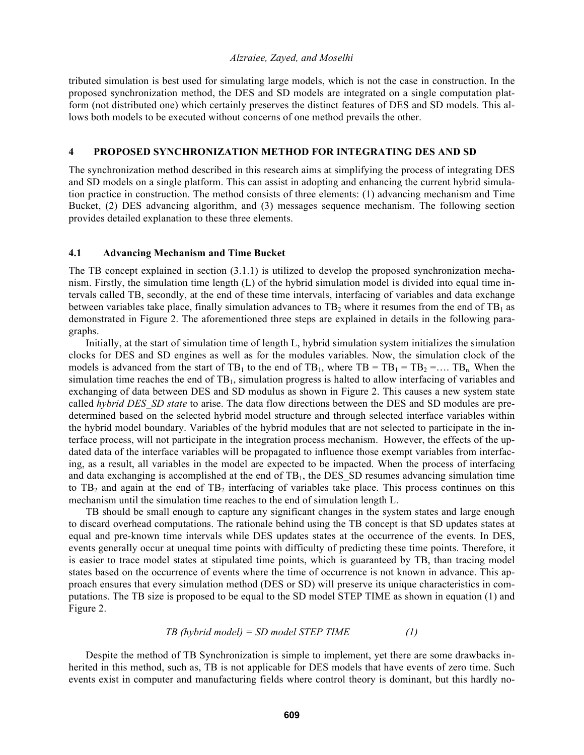tributed simulation is best used for simulating large models, which is not the case in construction. In the proposed synchronization method, the DES and SD models are integrated on a single computation platform (not distributed one) which certainly preserves the distinct features of DES and SD models. This allows both models to be executed without concerns of one method prevails the other.

## 4 PROPOSED SYNCHRONIZATION METHOD FOR INTEGRATING DES AND SD

The synchronization method described in this research aims at simplifying the process of integrating DES and SD models on a single platform. This can assist in adopting and enhancing the current hybrid simulation practice in construction. The method consists of three elements: (1) advancing mechanism and Time Bucket, (2) DES advancing algorithm, and (3) messages sequence mechanism. The following section provides detailed explanation to these three elements.

### 4.1 Advancing Mechanism and Time Bucket

The TB concept explained in section (3.1.1) is utilized to develop the proposed synchronization mechanism. Firstly, the simulation time length (L) of the hybrid simulation model is divided into equal time intervals called TB, secondly, at the end of these time intervals, interfacing of variables and data exchange between variables take place, finally simulation advances to $TB_2$ where it resumes from the end of $TB_1$ as demonstrated in Figure 2. The aforementioned three steps are explained in details in the following paragraphs.

Initially, at the start of simulation time of length L, hybrid simulation system initializes the simulation clocks for DES and SD engines as well as for the modules variables. Now, the simulation clock of the models is advanced from the start of $TB_1$ to the end of $TB_1$, where $TB = TB_1 = TB_2 = \ldots TB_n$. When the simulation time reaches the end of $TB_1$, simulation progress is halted to allow interfacing of variables and exchanging of data between DES and SD modulus as shown in Figure 2. This causes a new system state called *hybrid DES_SD state* to arise. The data flow directions between the DES and SD modules are predetermined based on the selected hybrid model structure and through selected interface variables within the hybrid model boundary. Variables of the hybrid modules that are not selected to participate in the interface process, will not participate in the integration process mechanism. However, the effects of the updated data of the interface variables will be propagated to influence those exempt variables from interfacing, as a result, all variables in the model are expected to be impacted. When the process of interfacing and data exchanging is accomplished at the end of $TB_1$, the DES_SD resumes advancing simulation time to $TB_2$ and again at the end of $TB_2$ interfacing of variables take place. This process continues on this mechanism until the simulation time reaches to the end of simulation length L.

TB should be small enough to capture any significant changes in the system states and large enough to discard overhead computations. The rationale behind using the TB concept is that SD updates states at equal and pre-known time intervals while DES updates states at the occurrence of the events. In DES, events generally occur at unequal time points with difficulty of predicting these time points. Therefore, it is easier to trace model states at stipulated time points, which is guaranteed by TB, than tracing model states based on the occurrence of events where the time of occurrence is not known in advance. This approach ensures that every simulation method (DES or SD) will preserve its unique characteristics in computations. The TB size is proposed to be equal to the SD model STEP TIME as shown in equation (1) and Figure 2.

$$TB\ (hybrid\ model) = SD\ model\ STEP\ TIME \qquad (1)$$

Despite the method of TB Synchronization is simple to implement, yet there are some drawbacks inherited in this method, such as, TB is not applicable for DES models that have events of zero time. Such events exist in computer and manufacturing fields where control theory is dominant, but this hardly no-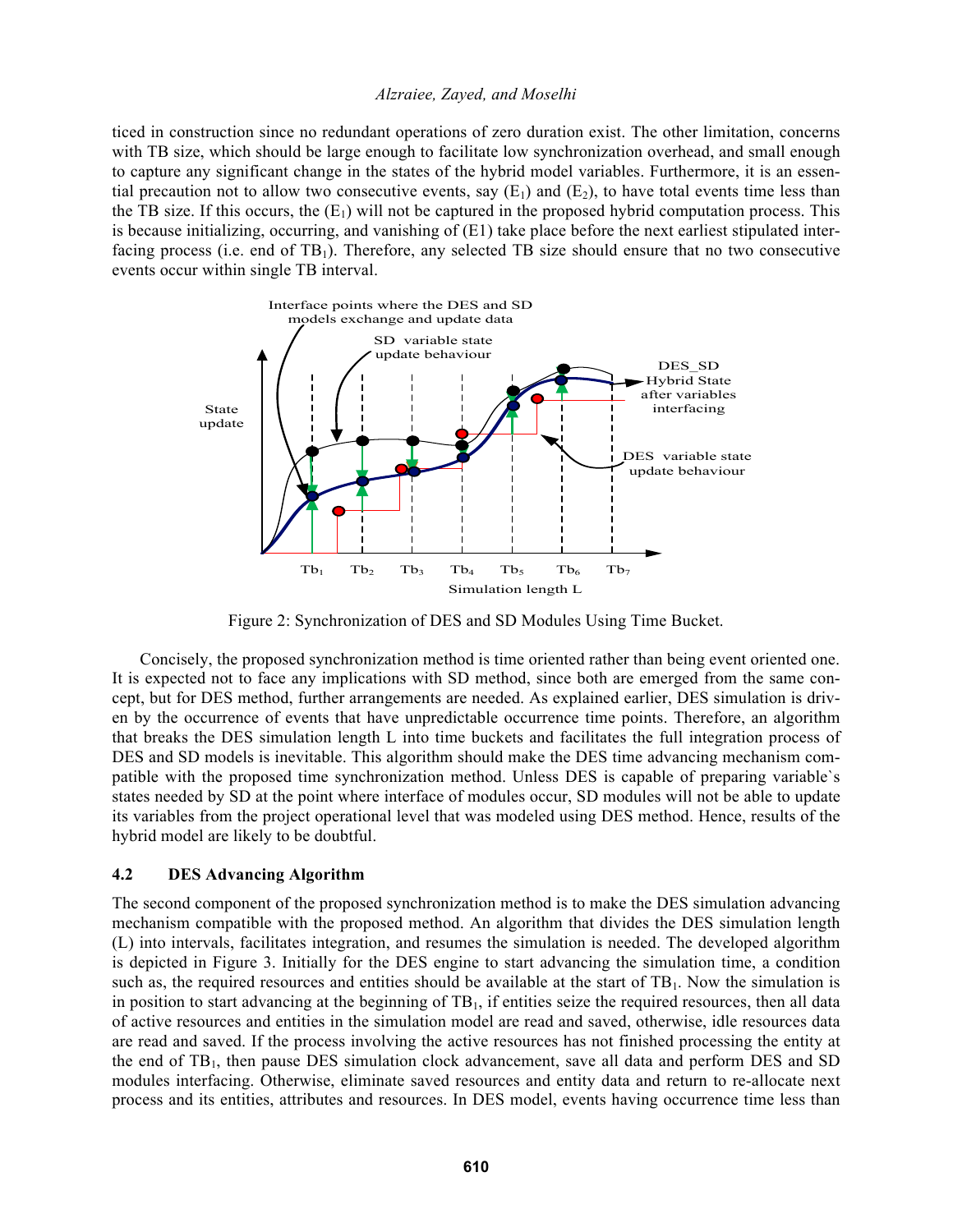ticed in construction since no redundant operations of zero duration exist. The other limitation, concerns with TB size, which should be large enough to facilitate low synchronization overhead, and small enough to capture any significant change in the states of the hybrid model variables. Furthermore, it is an essential precaution not to allow two consecutive events, say ($E_1$) and ($E_2$), to have total events time less than the TB size. If this occurs, the ($E_1$) will not be captured in the proposed hybrid computation process. This is because initializing, occurring, and vanishing of (E1) take place before the next earliest stipulated interfacing process (i.e. end of $TB_1$). Therefore, any selected TB size should ensure that no two consecutive events occur within single TB interval.

Figure 2: Synchronization of DES and SD Modules Using Time Bucket.

Concisely, the proposed synchronization method is time oriented rather than being event oriented one. It is expected not to face any implications with SD method, since both are emerged from the same concept, but for DES method, further arrangements are needed. As explained earlier, DES simulation is driven by the occurrence of events that have unpredictable occurrence time points. Therefore, an algorithm that breaks the DES simulation length L into time buckets and facilitates the full integration process of DES and SD models is inevitable. This algorithm should make the DES time advancing mechanism compatible with the proposed time synchronization method. Unless DES is capable of preparing variable`s states needed by SD at the point where interface of modules occur, SD modules will not be able to update its variables from the project operational level that was modeled using DES method. Hence, results of the hybrid model are likely to be doubtful.

### 4.2 DES Advancing Algorithm

The second component of the proposed synchronization method is to make the DES simulation advancing mechanism compatible with the proposed method. An algorithm that divides the DES simulation length (L) into intervals, facilitates integration, and resumes the simulation is needed. The developed algorithm is depicted in Figure 3. Initially for the DES engine to start advancing the simulation time, a condition such as, the required resources and entities should be available at the start of $TB_1$. Now the simulation is in position to start advancing at the beginning of $TB_1$, if entities seize the required resources, then all data of active resources and entities in the simulation model are read and saved, otherwise, idle resources data are read and saved. If the process involving the active resources has not finished processing the entity at the end of $TB_1$, then pause DES simulation clock advancement, save all data and perform DES and SD modules interfacing. Otherwise, eliminate saved resources and entity data and return to re-allocate next process and its entities, attributes and resources. In DES model, events having occurrence time less than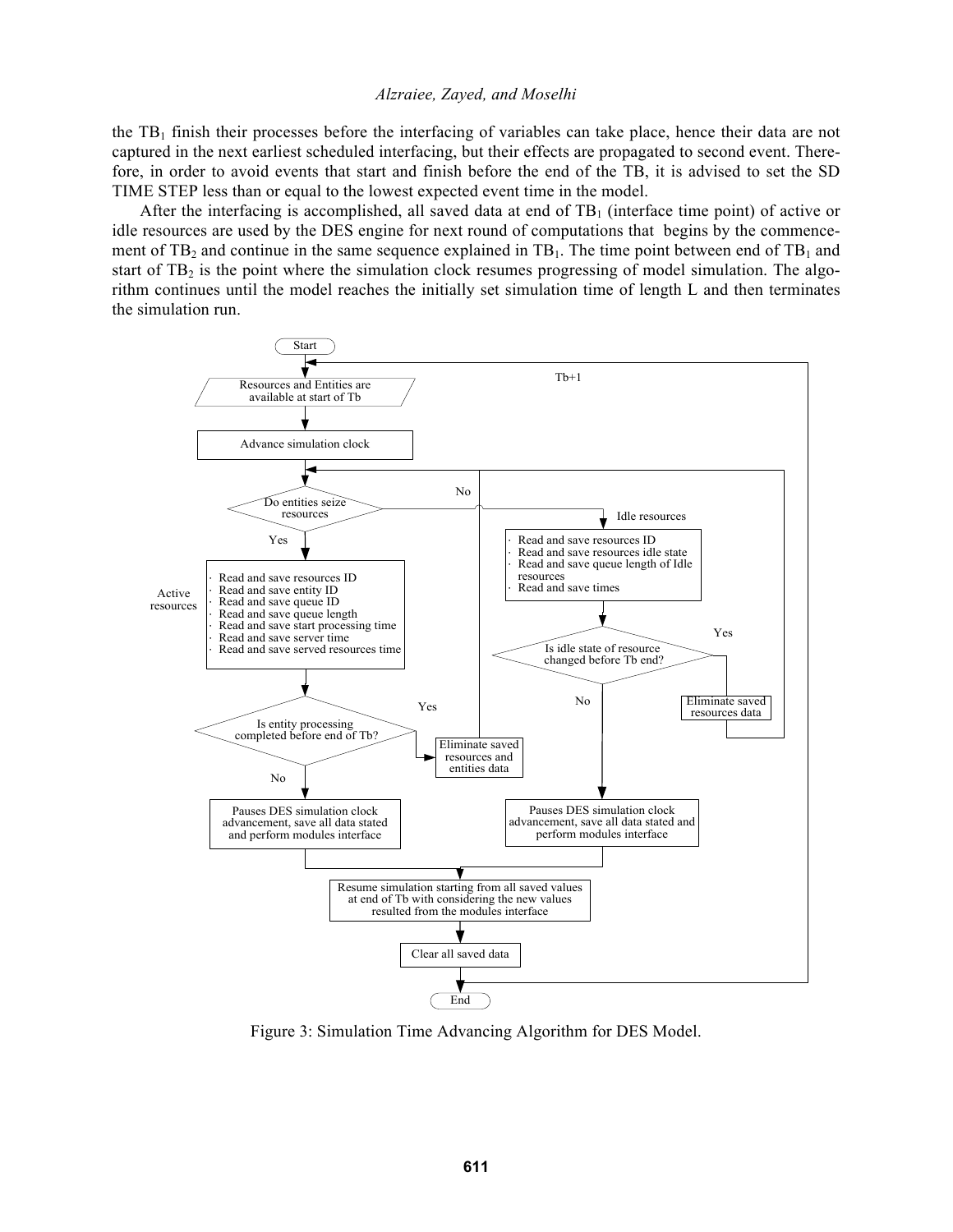the $TB_1$ finish their processes before the interfacing of variables can take place, hence their data are not captured in the next earliest scheduled interfacing, but their effects are propagated to second event. Therefore, in order to avoid events that start and finish before the end of the TB, it is advised to set the SD TIME STEP less than or equal to the lowest expected event time in the model.

After the interfacing is accomplished, all saved data at end of $TB_1$ (interface time point) of active or idle resources are used by the DES engine for next round of computations that begins by the commencement of $TB_2$ and continue in the same sequence explained in $TB_1$. The time point between end of $TB_1$ and start of $TB_2$ is the point where the simulation clock resumes progressing of model simulation. The algorithm continues until the model reaches the initially set simulation time of length L and then terminates the simulation run.

Figure 3: Simulation Time Advancing Algorithm for DES Model.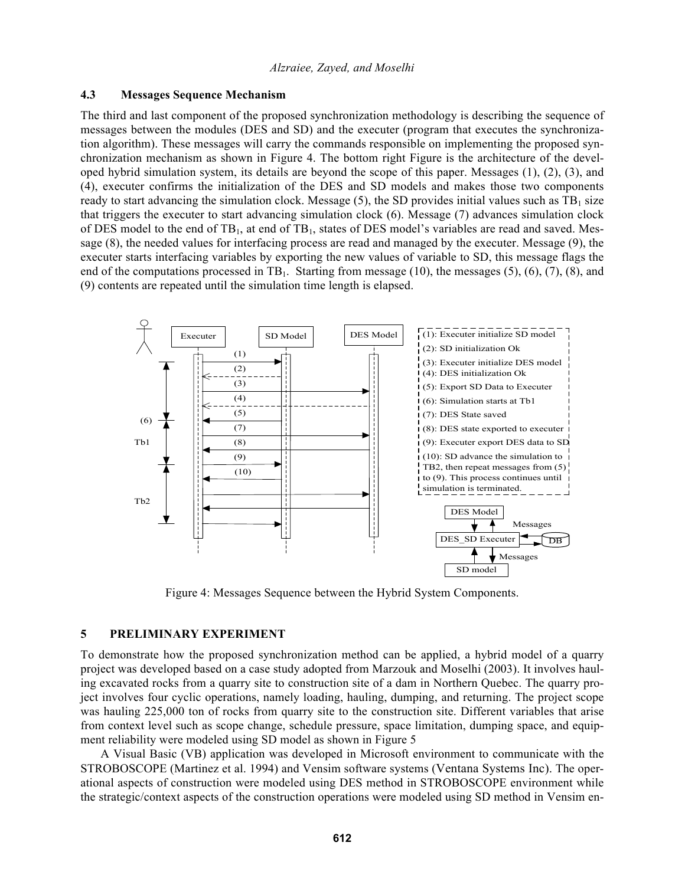### 4.3 Messages Sequence Mechanism

The third and last component of the proposed synchronization methodology is describing the sequence of messages between the modules (DES and SD) and the executer (program that executes the synchronization algorithm). These messages will carry the commands responsible on implementing the proposed synchronization mechanism as shown in Figure 4. The bottom right Figure is the architecture of the developed hybrid simulation system, its details are beyond the scope of this paper. Messages (1), (2), (3), and (4), executer confirms the initialization of the DES and SD models and makes those two components ready to start advancing the simulation clock. Message (5), the SD provides initial values such as $TB_1$ size that triggers the executer to start advancing simulation clock (6). Message (7) advances simulation clock of DES model to the end of $TB_1$, at end of $TB_1$, states of DES model's variables are read and saved. Message (8), the needed values for interfacing process are read and managed by the executer. Message (9), the executer starts interfacing variables by exporting the new values of variable to SD, this message flags the end of the computations processed in $TB_1$. Starting from message (10), the messages (5), (6), (7), (8), and (9) contents are repeated until the simulation time length is elapsed.

(1): Executer initialize SD model
(2): SD initialization Ok
(3): Executer initialize DES model
(4): DES initialization Ok
(5): Export SD Data to Executer
(6): Simulation starts at Tb1
(7): DES State saved
(8): DES state exported to executer
(9): Executer export DES data to SD
(10): SD advance the simulation to TB2, then repeat messages from (5) to (9). This process continues until simulation is terminated.

Figure 4: Messages Sequence between the Hybrid System Components.

## 5 PRELIMINARY EXPERIMENT

To demonstrate how the proposed synchronization method can be applied, a hybrid model of a quarry project was developed based on a case study adopted from Marzouk and Moselhi (2003). It involves hauling excavated rocks from a quarry site to construction site of a dam in Northern Quebec. The quarry project involves four cyclic operations, namely loading, hauling, dumping, and returning. The project scope was hauling 225,000 ton of rocks from quarry site to the construction site. Different variables that arise from context level such as scope change, schedule pressure, space limitation, dumping space, and equipment reliability were modeled using SD model as shown in Figure 5

A Visual Basic (VB) application was developed in Microsoft environment to communicate with the STROBOSCOPE (Martinez et al. 1994) and Vensim software systems (Ventana Systems Inc). The operational aspects of construction were modeled using DES method in STROBOSCOPE environment while the strategic/context aspects of the construction operations were modeled using SD method in Vensim en-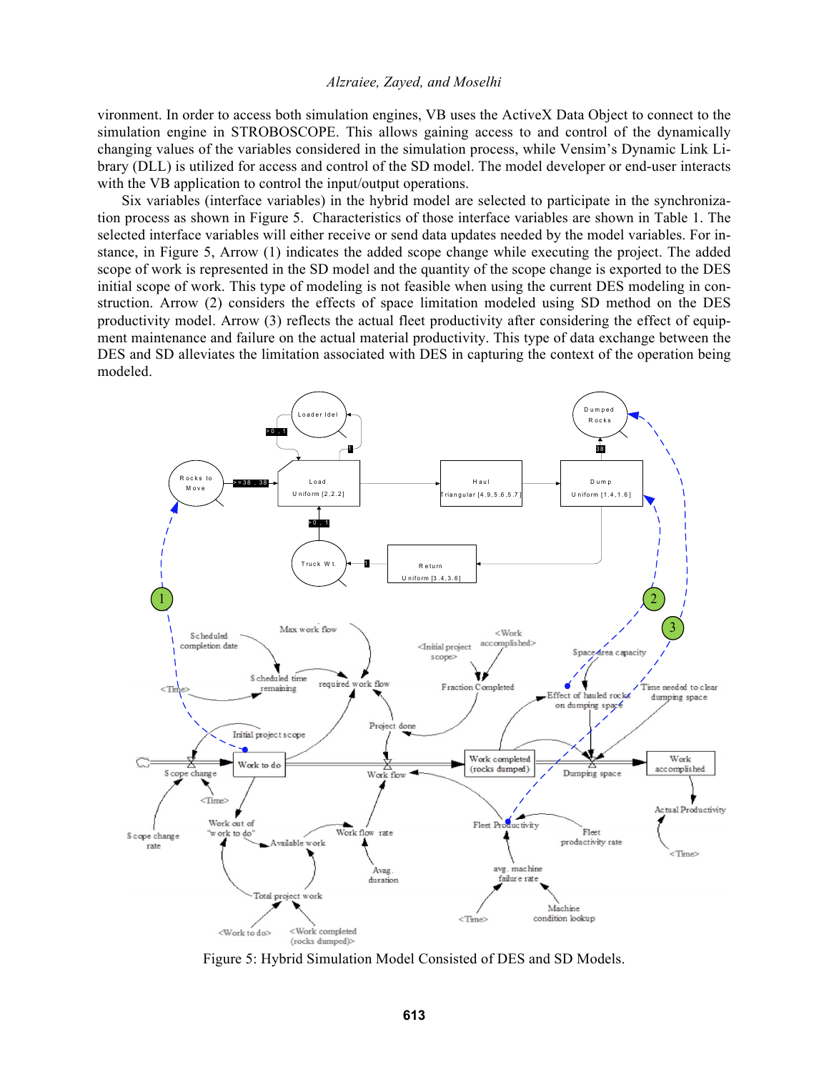vironment. In order to access both simulation engines, VB uses the ActiveX Data Object to connect to the simulation engine in STROBOSCOPE. This allows gaining access to and control of the dynamically changing values of the variables considered in the simulation process, while Vensim's Dynamic Link Library (DLL) is utilized for access and control of the SD model. The model developer or end-user interacts with the VB application to control the input/output operations.

Six variables (interface variables) in the hybrid model are selected to participate in the synchronization process as shown in Figure 5. Characteristics of those interface variables are shown in Table 1. The selected interface variables will either receive or send data updates needed by the model variables. For instance, in Figure 5, Arrow (1) indicates the added scope change while executing the project. The added scope of work is represented in the SD model and the quantity of the scope change is exported to the DES initial scope of work. This type of modeling is not feasible when using the current DES modeling in construction. Arrow (2) considers the effects of space limitation modeled using SD method on the DES productivity model. Arrow (3) reflects the actual fleet productivity after considering the effect of equipment maintenance and failure on the actual material productivity. This type of data exchange between the DES and SD alleviates the limitation associated with DES in capturing the context of the operation being modeled.

Figure 5: Hybrid Simulation Model Consisted of DES and SD Models.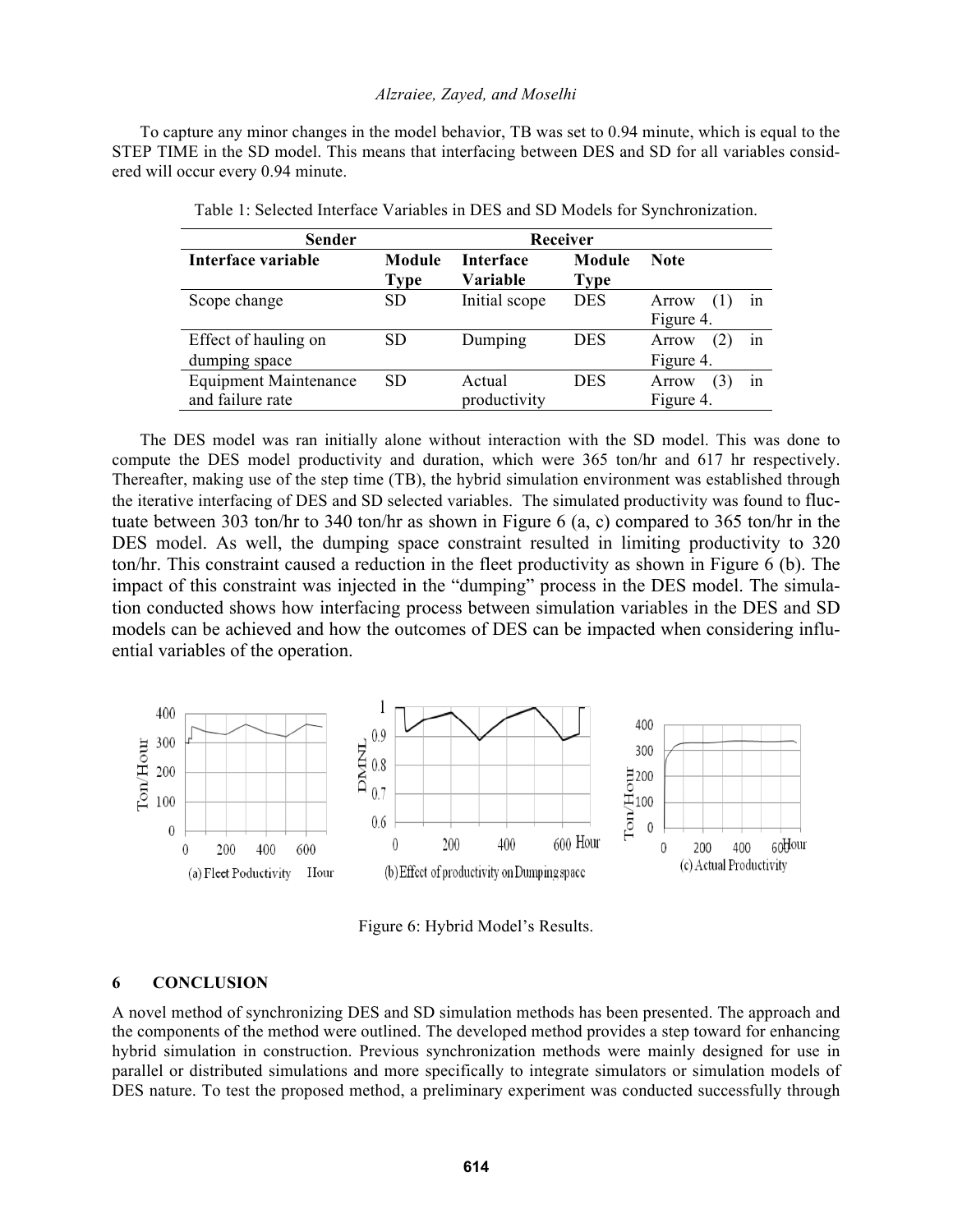To capture any minor changes in the model behavior, TB was set to 0.94 minute, which is equal to the STEP TIME in the SD model. This means that interfacing between DES and SD for all variables considered will occur every 0.94 minute.

Table 1: Selected Interface Variables in DES and SD Models for Synchronization.

| Sender | | Receiver | | |
|---|---|---|---|---|
| Interface variable | Module Type | Interface Variable | Module Type | Note |
| Scope change | SD | Initial scope | DES | Arrow (1) in Figure 4. |
| Effect of hauling on dumping space | SD | Dumping | DES | Arrow (2) in Figure 4. |
| Equipment Maintenance and failure rate | SD | Actual productivity | DES | Arrow (3) in Figure 4. |

The DES model was ran initially alone without interaction with the SD model. This was done to compute the DES model productivity and duration, which were 365 ton/hr and 617 hr respectively. Thereafter, making use of the step time (TB), the hybrid simulation environment was established through the iterative interfacing of DES and SD selected variables. The simulated productivity was found to fluctuate between 303 ton/hr to 340 ton/hr as shown in Figure 6 (a, c) compared to 365 ton/hr in the DES model. As well, the dumping space constraint resulted in limiting productivity to 320 ton/hr. This constraint caused a reduction in the fleet productivity as shown in Figure 6 (b). The impact of this constraint was injected in the "dumping" process in the DES model. The simulation conducted shows how interfacing process between simulation variables in the DES and SD models can be achieved and how the outcomes of DES can be impacted when considering influential variables of the operation.

Figure 6: Hybrid Model's Results.

## 6 CONCLUSION

A novel method of synchronizing DES and SD simulation methods has been presented. The approach and the components of the method were outlined. The developed method provides a step toward for enhancing hybrid simulation in construction. Previous synchronization methods were mainly designed for use in parallel or distributed simulations and more specifically to integrate simulators or simulation models of DES nature. To test the proposed method, a preliminary experiment was conducted successfully through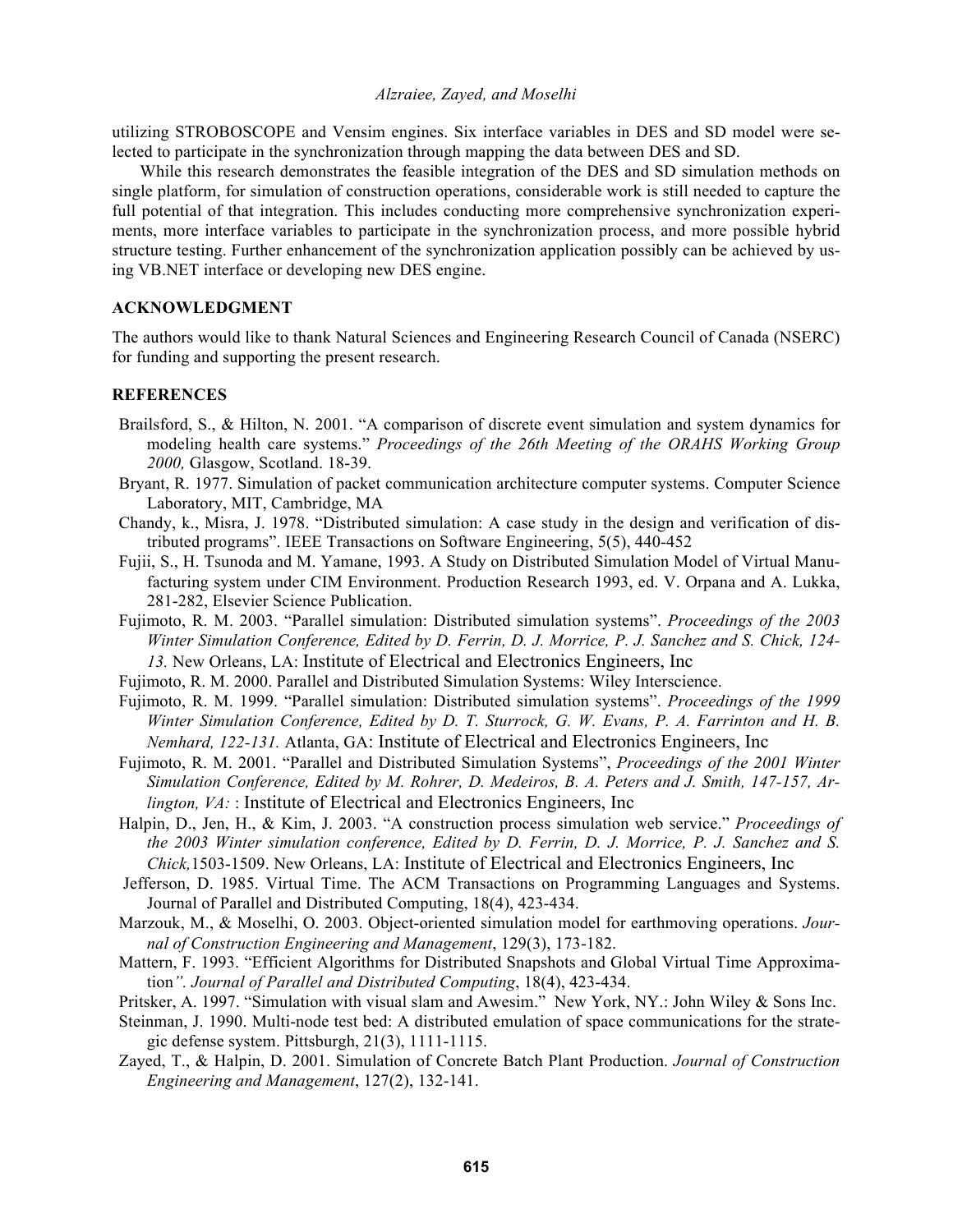utilizing STROBOSCOPE and Vensim engines. Six interface variables in DES and SD model were selected to participate in the synchronization through mapping the data between DES and SD.

While this research demonstrates the feasible integration of the DES and SD simulation methods on single platform, for simulation of construction operations, considerable work is still needed to capture the full potential of that integration. This includes conducting more comprehensive synchronization experiments, more interface variables to participate in the synchronization process, and more possible hybrid structure testing. Further enhancement of the synchronization application possibly can be achieved by using VB.NET interface or developing new DES engine.

## ACKNOWLEDGMENT

The authors would like to thank Natural Sciences and Engineering Research Council of Canada (NSERC) for funding and supporting the present research.

## REFERENCES

Brailsford, S., & Hilton, N. 2001. "A comparison of discrete event simulation and system dynamics for modeling health care systems." *Proceedings of the 26th Meeting of the ORAHS Working Group 2000,* Glasgow, Scotland. 18-39.

Bryant, R. 1977. Simulation of packet communication architecture computer systems. Computer Science Laboratory, MIT, Cambridge, MA

Chandy, k., Misra, J. 1978. "Distributed simulation: A case study in the design and verification of distributed programs". IEEE Transactions on Software Engineering, 5(5), 440-452

Fujii, S., H. Tsunoda and M. Yamane, 1993. A Study on Distributed Simulation Model of Virtual Manufacturing system under CIM Environment. Production Research 1993, ed. V. Orpana and A. Lukka, 281-282, Elsevier Science Publication.

Fujimoto, R. M. 2003. "Parallel simulation: Distributed simulation systems". *Proceedings of the 2003 Winter Simulation Conference, Edited by D. Ferrin, D. J. Morrice, P. J. Sanchez and S. Chick, 124-13.* New Orleans, LA: Institute of Electrical and Electronics Engineers, Inc

Fujimoto, R. M. 2000. Parallel and Distributed Simulation Systems: Wiley Interscience.

Fujimoto, R. M. 1999. "Parallel simulation: Distributed simulation systems". *Proceedings of the 1999 Winter Simulation Conference, Edited by D. T. Sturrock, G. W. Evans, P. A. Farrinton and H. B. Nemhard, 122-131.* Atlanta, GA: Institute of Electrical and Electronics Engineers, Inc

Fujimoto, R. M. 2001. "Parallel and Distributed Simulation Systems", *Proceedings of the 2001 Winter Simulation Conference, Edited by M. Rohrer, D. Medeiros, B. A. Peters and J. Smith, 147-157, Arlington, VA:* : Institute of Electrical and Electronics Engineers, Inc

Halpin, D., Jen, H., & Kim, J. 2003. "A construction process simulation web service." *Proceedings of the 2003 Winter simulation conference, Edited by D. Ferrin, D. J. Morrice, P. J. Sanchez and S. Chick,*1503-1509. New Orleans, LA: Institute of Electrical and Electronics Engineers, Inc

Jefferson, D. 1985. Virtual Time. The ACM Transactions on Programming Languages and Systems. Journal of Parallel and Distributed Computing, 18(4), 423-434.

Marzouk, M., & Moselhi, O. 2003. Object-oriented simulation model for earthmoving operations. *Journal of Construction Engineering and Management*, 129(3), 173-182.

Mattern, F. 1993. "Efficient Algorithms for Distributed Snapshots and Global Virtual Time Approximation*". Journal of Parallel and Distributed Computing*, 18(4), 423-434.

Pritsker, A. 1997. "Simulation with visual slam and Awesim." New York, NY.: John Wiley & Sons Inc.

Steinman, J. 1990. Multi-node test bed: A distributed emulation of space communications for the strategic defense system. Pittsburgh, 21(3), 1111-1115.

Zayed, T., & Halpin, D. 2001. Simulation of Concrete Batch Plant Production. *Journal of Construction Engineering and Management*, 127(2), 132-141.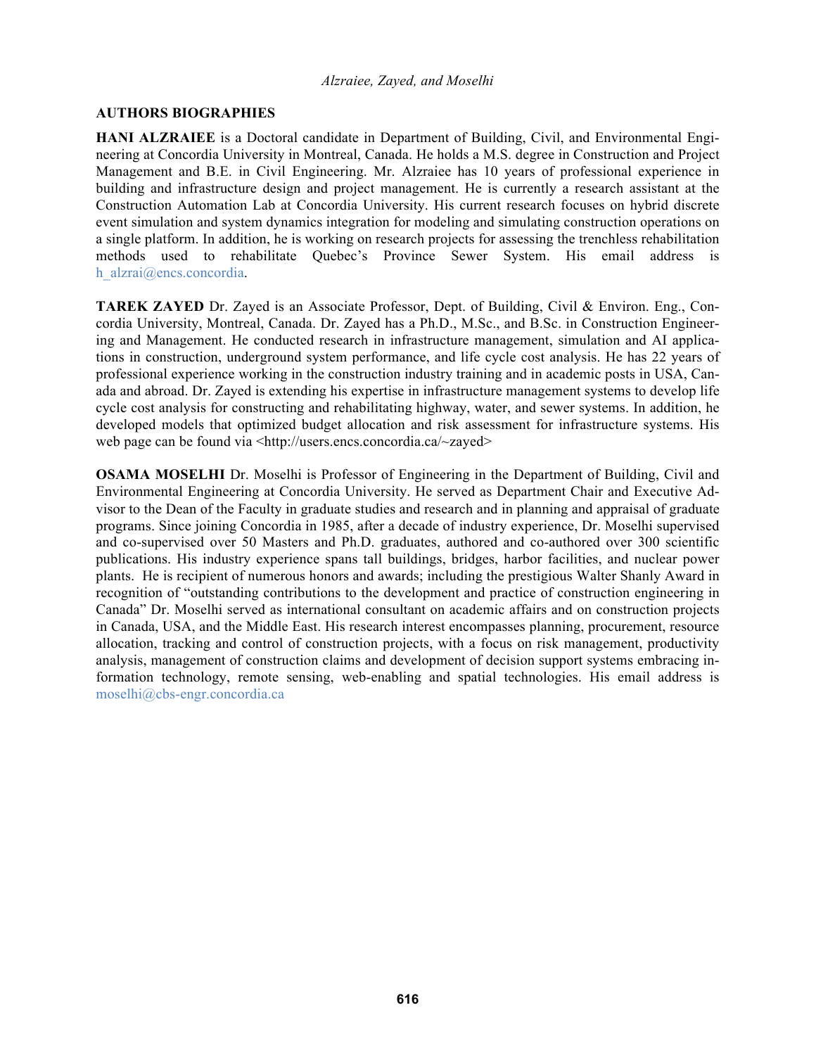## AUTHORS BIOGRAPHIES

**HANI ALZRAIEE** is a Doctoral candidate in Department of Building, Civil, and Environmental Engineering at Concordia University in Montreal, Canada. He holds a M.S. degree in Construction and Project Management and B.E. in Civil Engineering. Mr. Alzraiee has 10 years of professional experience in building and infrastructure design and project management. He is currently a research assistant at the Construction Automation Lab at Concordia University. His current research focuses on hybrid discrete event simulation and system dynamics integration for modeling and simulating construction operations on a single platform. In addition, he is working on research projects for assessing the trenchless rehabilitation methods used to rehabilitate Quebec's Province Sewer System. His email address is h_alzrai@encs.concordia.

**TAREK ZAYED** Dr. Zayed is an Associate Professor, Dept. of Building, Civil & Environ. Eng., Concordia University, Montreal, Canada. Dr. Zayed has a Ph.D., M.Sc., and B.Sc. in Construction Engineering and Management. He conducted research in infrastructure management, simulation and AI applications in construction, underground system performance, and life cycle cost analysis. He has 22 years of professional experience working in the construction industry training and in academic posts in USA, Canada and abroad. Dr. Zayed is extending his expertise in infrastructure management systems to develop life cycle cost analysis for constructing and rehabilitating highway, water, and sewer systems. In addition, he developed models that optimized budget allocation and risk assessment for infrastructure systems. His web page can be found via <http://users.encs.concordia.ca/~zayed>

**OSAMA MOSELHI** Dr. Moselhi is Professor of Engineering in the Department of Building, Civil and Environmental Engineering at Concordia University. He served as Department Chair and Executive Advisor to the Dean of the Faculty in graduate studies and research and in planning and appraisal of graduate programs. Since joining Concordia in 1985, after a decade of industry experience, Dr. Moselhi supervised and co-supervised over 50 Masters and Ph.D. graduates, authored and co-authored over 300 scientific publications. His industry experience spans tall buildings, bridges, harbor facilities, and nuclear power plants. He is recipient of numerous honors and awards; including the prestigious Walter Shanly Award in recognition of "outstanding contributions to the development and practice of construction engineering in Canada" Dr. Moselhi served as international consultant on academic affairs and on construction projects in Canada, USA, and the Middle East. His research interest encompasses planning, procurement, resource allocation, tracking and control of construction projects, with a focus on risk management, productivity analysis, management of construction claims and development of decision support systems embracing information technology, remote sensing, web-enabling and spatial technologies. His email address is moselhi@cbs-engr.concordia.ca